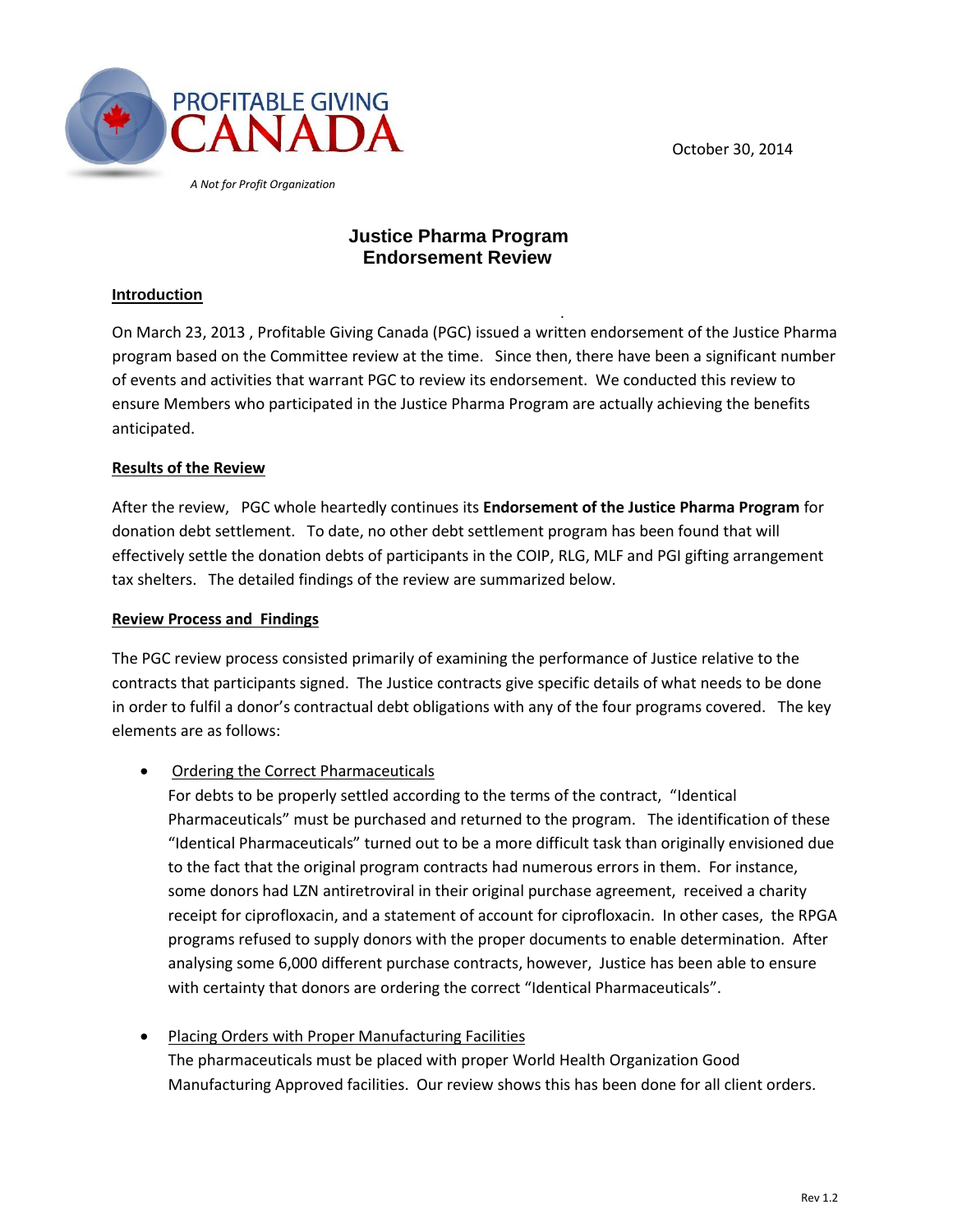PROFITABLE GIVING CANADA

*A Not for Profit Organization*

October 30, 2014

# Justice Pharma Program Endorsement Review

## Introduction

On March 23, 2013 , Profitable Giving Canada (PGC) issued a written endorsement of the Justice Pharma program based on the Committee review at the time. Since then, there have been a significant number of events and activities that warrant PGC to review its endorsement. We conducted this review to ensure Members who participated in the Justice Pharma Program are actually achieving the benefits anticipated.

## Results of the Review

After the review, PGC whole heartedly continues its **Endorsement of the Justice Pharma Program** for donation debt settlement. To date, no other debt settlement program has been found that will effectively settle the donation debts of participants in the COIP, RLG, MLF and PGI gifting arrangement tax shelters. The detailed findings of the review are summarized below.

## Review Process and Findings

The PGC review process consisted primarily of examining the performance of Justice relative to the contracts that participants signed. The Justice contracts give specific details of what needs to be done in order to fulfil a donor's contractual debt obligations with any of the four programs covered. The key elements are as follows:

- Ordering the Correct Pharmaceuticals
  For debts to be properly settled according to the terms of the contract, "Identical Pharmaceuticals" must be purchased and returned to the program. The identification of these "Identical Pharmaceuticals" turned out to be a more difficult task than originally envisioned due to the fact that the original program contracts had numerous errors in them. For instance, some donors had LZN antiretroviral in their original purchase agreement, received a charity receipt for ciprofloxacin, and a statement of account for ciprofloxacin. In other cases, the RPGA programs refused to supply donors with the proper documents to enable determination. After analysing some 6,000 different purchase contracts, however, Justice has been able to ensure with certainty that donors are ordering the correct "Identical Pharmaceuticals".

- Placing Orders with Proper Manufacturing Facilities
  The pharmaceuticals must be placed with proper World Health Organization Good Manufacturing Approved facilities. Our review shows this has been done for all client orders.

Rev 1.2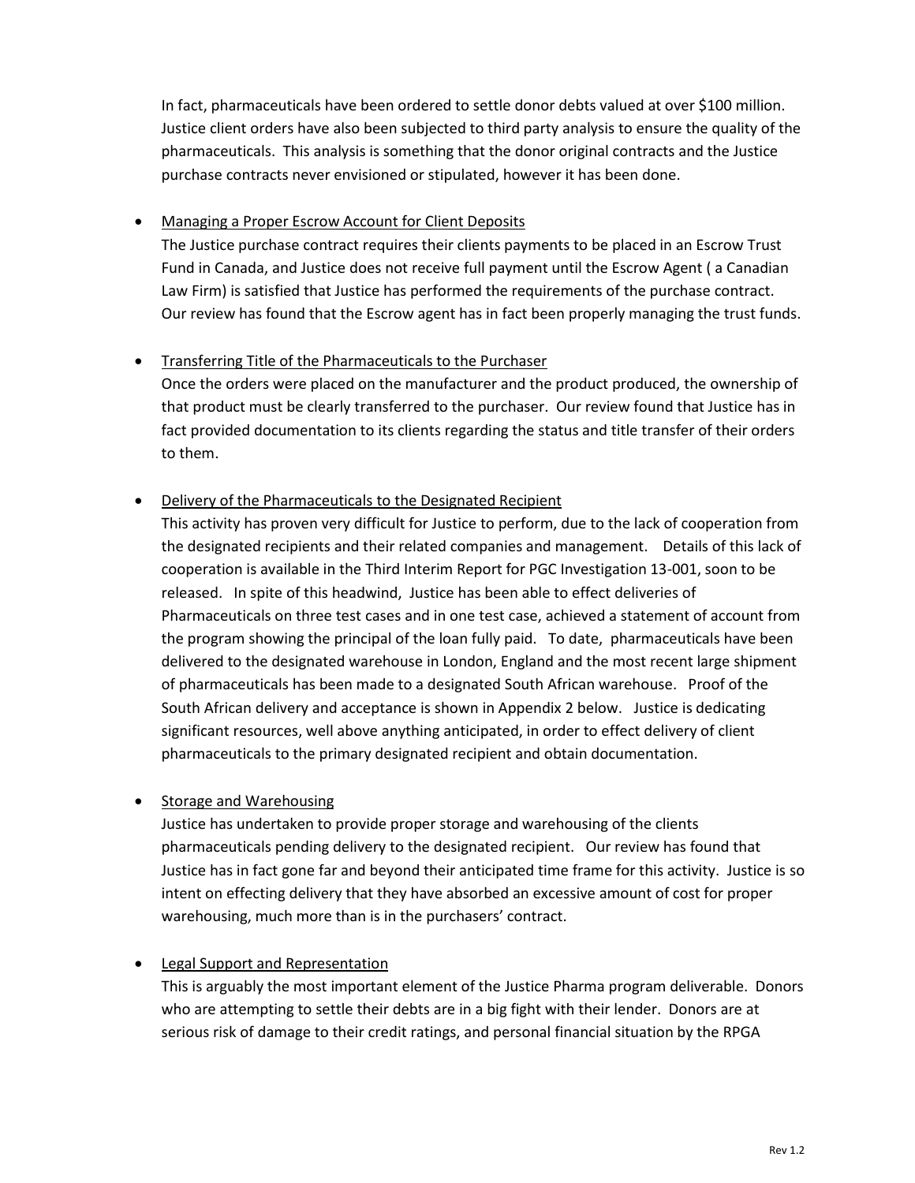In fact, pharmaceuticals have been ordered to settle donor debts valued at over $100 million. Justice client orders have also been subjected to third party analysis to ensure the quality of the pharmaceuticals. This analysis is something that the donor original contracts and the Justice purchase contracts never envisioned or stipulated, however it has been done.

- <u>Managing a Proper Escrow Account for Client Deposits</u>
  The Justice purchase contract requires their clients payments to be placed in an Escrow Trust Fund in Canada, and Justice does not receive full payment until the Escrow Agent ( a Canadian Law Firm) is satisfied that Justice has performed the requirements of the purchase contract. Our review has found that the Escrow agent has in fact been properly managing the trust funds.

- <u>Transferring Title of the Pharmaceuticals to the Purchaser</u>
  Once the orders were placed on the manufacturer and the product produced, the ownership of that product must be clearly transferred to the purchaser. Our review found that Justice has in fact provided documentation to its clients regarding the status and title transfer of their orders to them.

- <u>Delivery of the Pharmaceuticals to the Designated Recipient</u>
  This activity has proven very difficult for Justice to perform, due to the lack of cooperation from the designated recipients and their related companies and management. Details of this lack of cooperation is available in the Third Interim Report for PGC Investigation 13-001, soon to be released. In spite of this headwind, Justice has been able to effect deliveries of Pharmaceuticals on three test cases and in one test case, achieved a statement of account from the program showing the principal of the loan fully paid. To date, pharmaceuticals have been delivered to the designated warehouse in London, England and the most recent large shipment of pharmaceuticals has been made to a designated South African warehouse. Proof of the South African delivery and acceptance is shown in Appendix 2 below. Justice is dedicating significant resources, well above anything anticipated, in order to effect delivery of client pharmaceuticals to the primary designated recipient and obtain documentation.

- <u>Storage and Warehousing</u>
  Justice has undertaken to provide proper storage and warehousing of the clients pharmaceuticals pending delivery to the designated recipient. Our review has found that Justice has in fact gone far and beyond their anticipated time frame for this activity. Justice is so intent on effecting delivery that they have absorbed an excessive amount of cost for proper warehousing, much more than is in the purchasers' contract.

- <u>Legal Support and Representation</u>
  This is arguably the most important element of the Justice Pharma program deliverable. Donors who are attempting to settle their debts are in a big fight with their lender. Donors are at serious risk of damage to their credit ratings, and personal financial situation by the RPGA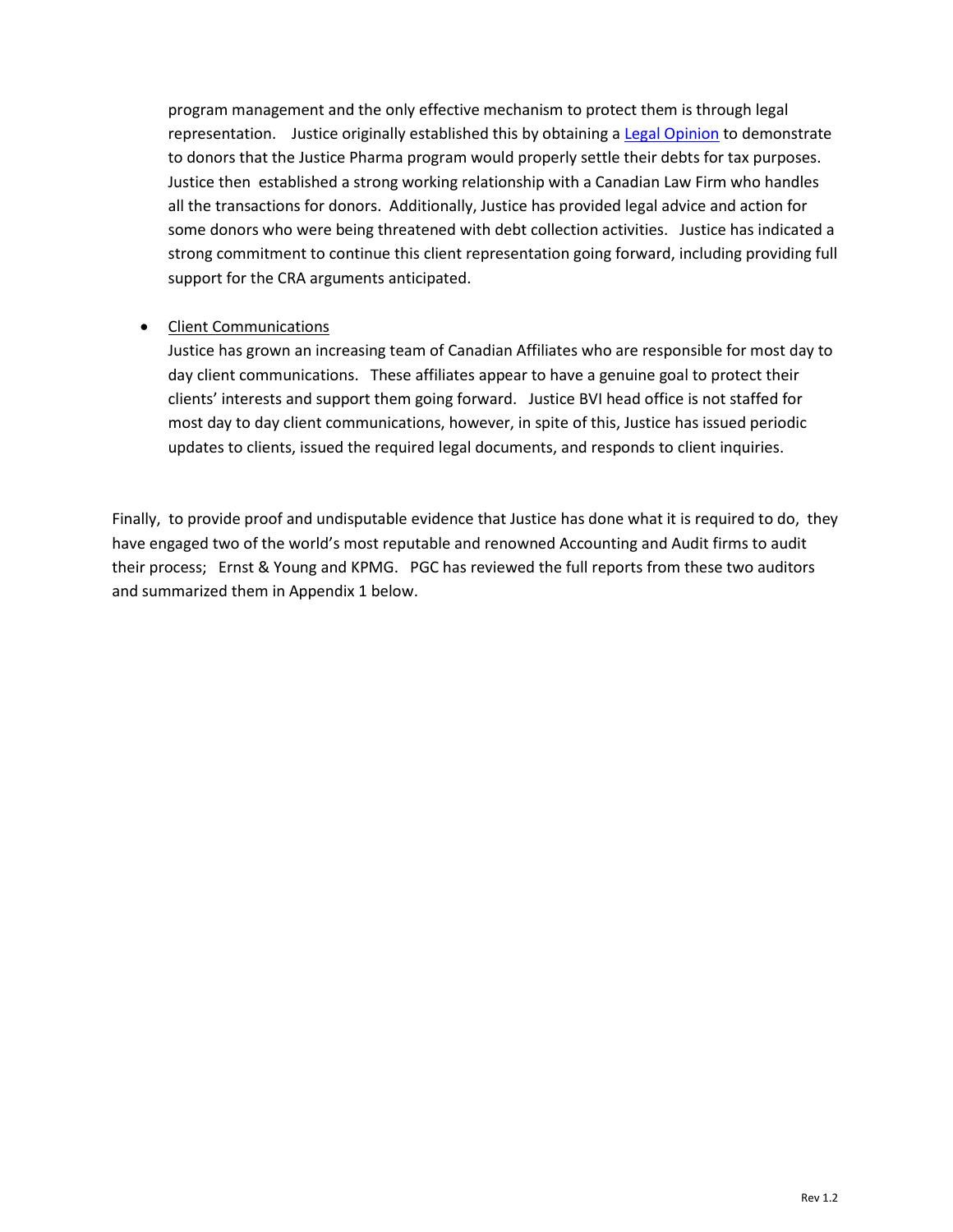program management and the only effective mechanism to protect them is through legal representation. Justice originally established this by obtaining a [Legal Opinion] to demonstrate to donors that the Justice Pharma program would properly settle their debts for tax purposes. Justice then established a strong working relationship with a Canadian Law Firm who handles all the transactions for donors. Additionally, Justice has provided legal advice and action for some donors who were being threatened with debt collection activities. Justice has indicated a strong commitment to continue this client representation going forward, including providing full support for the CRA arguments anticipated.

- <u>Client Communications</u>
  Justice has grown an increasing team of Canadian Affiliates who are responsible for most day to day client communications. These affiliates appear to have a genuine goal to protect their clients' interests and support them going forward. Justice BVI head office is not staffed for most day to day client communications, however, in spite of this, Justice has issued periodic updates to clients, issued the required legal documents, and responds to client inquiries.

Finally, to provide proof and undisputable evidence that Justice has done what it is required to do, they have engaged two of the world's most reputable and renowned Accounting and Audit firms to audit their process; Ernst & Young and KPMG. PGC has reviewed the full reports from these two auditors and summarized them in Appendix 1 below.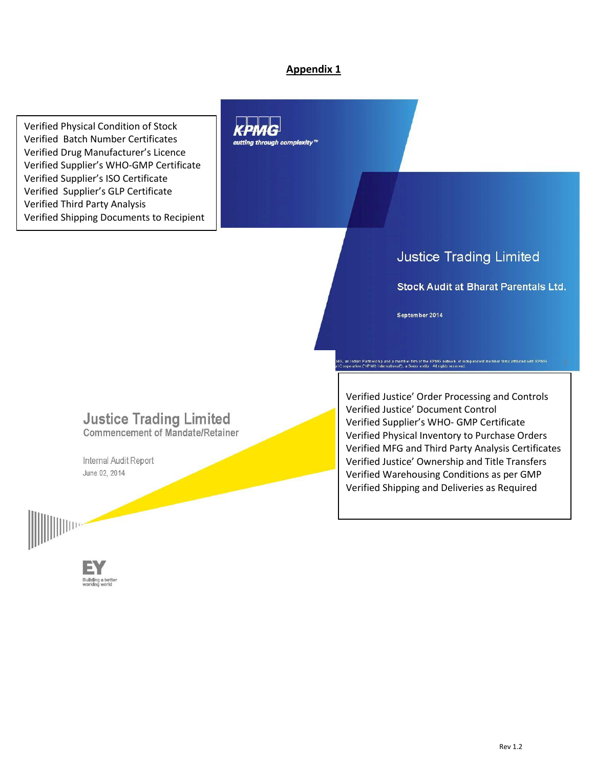## Appendix 1

Verified Physical Condition of Stock
Verified Batch Number Certificates
Verified Drug Manufacturer's Licence
Verified Supplier's WHO-GMP Certificate
Verified Supplier's ISO Certificate
Verified Supplier's GLP Certificate
Verified Third Party Analysis
Verified Shipping Documents to Recipient

KPMG
cutting through complexity™

Justice Trading Limited

Stock Audit at Bharat Parentals Ltd.

September 2014

Justice Trading Limited
Commencement of Mandate/Retainer

Internal Audit Report
June 02, 2014

EY
Building a better working world

Verified Justice' Order Processing and Controls
Verified Justice' Document Control
Verified Supplier's WHO- GMP Certificate
Verified Physical Inventory to Purchase Orders
Verified MFG and Third Party Analysis Certificates
Verified Justice' Ownership and Title Transfers
Verified Warehousing Conditions as per GMP
Verified Shipping and Deliveries as Required

Rev 1.2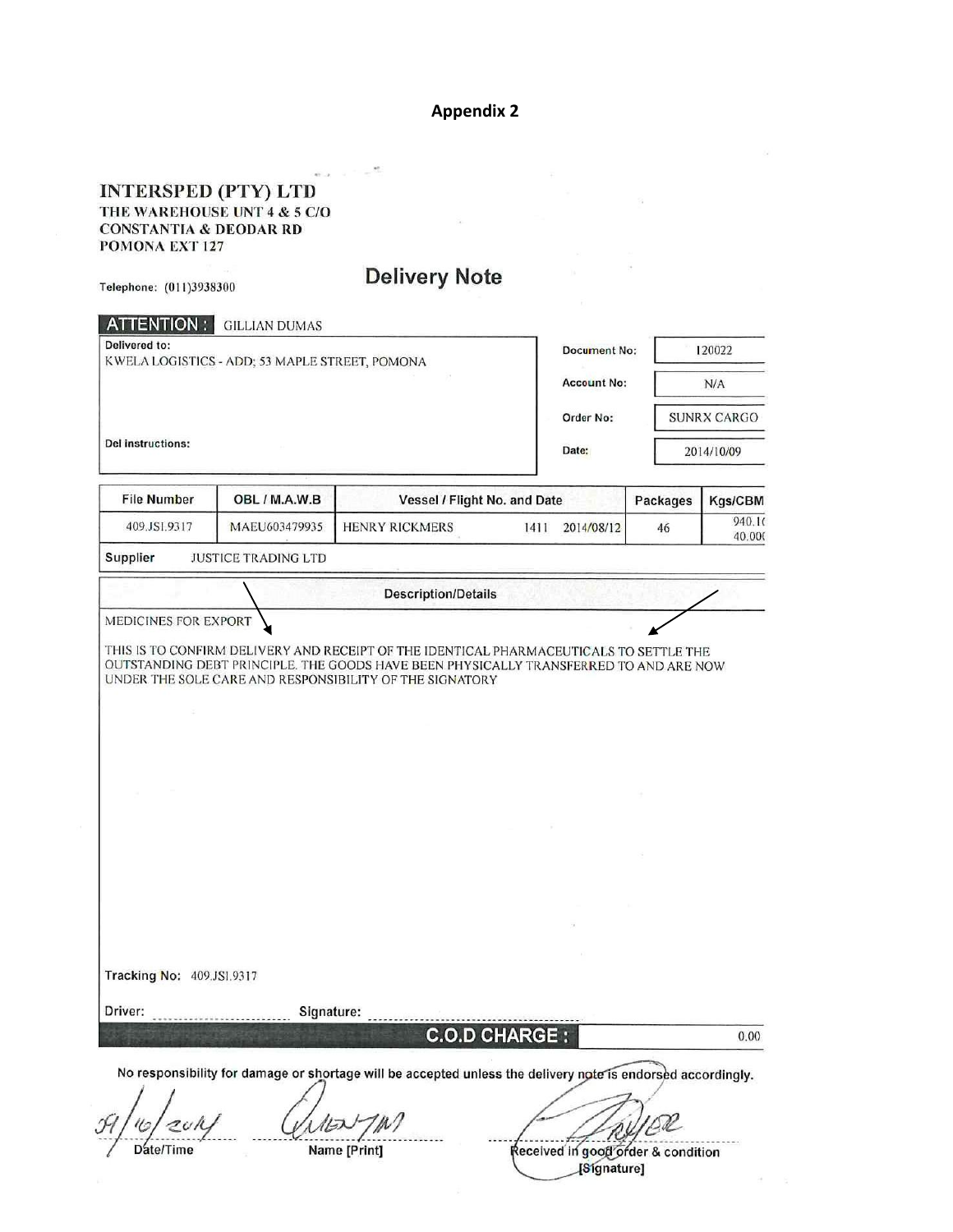**Appendix 2**

**INTERSPED (PTY) LTD**
**THE WAREHOUSE UNT 4 & 5 C/O**
**CONSTANTIA & DEODAR RD**
**POMONA EXT 127**

Telephone: (011)3938300

## Delivery Note

**ATTENTION :** GILLIAN DUMAS

**Delivered to:**
KWELA LOGISTICS - ADD; 53 MAPLE STREET, POMONA

**Del instructions:**

| | |
|---|---|
| **Document No:** | 120022 |
| **Account No:** | N/A |
| **Order No:** | SUNRX CARGO |
| **Date:** | 2014/10/09 |

| File Number | OBL / M.A.W.B | Vessel / Flight No. and Date | Packages | Kgs/CBM |
|---|---|---|---|---|
| 409.JSI.9317 | MAEU603479935 | HENRY RICKMERS 1411 2014/08/12 | 46 | 940.1( 40.00( |

**Supplier** JUSTICE TRADING LTD

**Description/Details**

MEDICINES FOR EXPORT

THIS IS TO CONFIRM DELIVERY AND RECEIPT OF THE IDENTICAL PHARMACEUTICALS TO SETTLE THE OUTSTANDING DEBT PRINCIPLE. THE GOODS HAVE BEEN PHYSICALLY TRANSFERRED TO AND ARE NOW UNDER THE SOLE CARE AND RESPONSIBILITY OF THE SIGNATORY

**Tracking No:** 409.JSI.9317

**Driver:** ____________ **Signature:** ____________

**C.O.D CHARGE :** 0.00

No responsibility for damage or shortage will be accepted unless the delivery note is endorsed accordingly.

| | | |
|---|---|---|
| 9/10/2014 | QUENTIN | [signature] |
| Date/Time | Name [Print] | Received in good order & condition [Signature] |